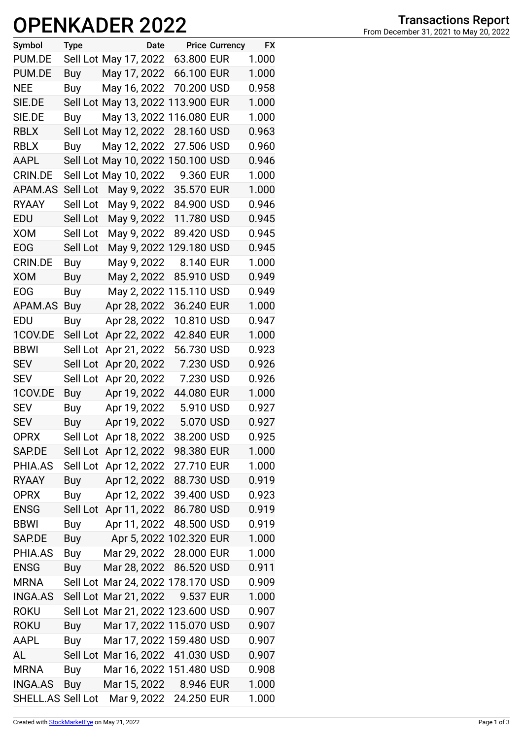# OPENKADER 2022

**Transactions Report**
From December 31, 2021 to May 20, 2022

| Symbol | Type | Date | Price | Currency | FX |
|---|---|---|---|---|---|
| PUM.DE | Sell Lot | May 17, 2022 | 63.800 | EUR | 1.000 |
| PUM.DE | Buy | May 17, 2022 | 66.100 | EUR | 1.000 |
| NEE | Buy | May 16, 2022 | 70.200 | USD | 0.958 |
| SIE.DE | Sell Lot | May 13, 2022 | 113.900 | EUR | 1.000 |
| SIE.DE | Buy | May 13, 2022 | 116.080 | EUR | 1.000 |
| RBLX | Sell Lot | May 12, 2022 | 28.160 | USD | 0.963 |
| RBLX | Buy | May 12, 2022 | 27.506 | USD | 0.960 |
| AAPL | Sell Lot | May 10, 2022 | 150.100 | USD | 0.946 |
| CRIN.DE | Sell Lot | May 10, 2022 | 9.360 | EUR | 1.000 |
| APAM.AS | Sell Lot | May 9, 2022 | 35.570 | EUR | 1.000 |
| RYAAY | Sell Lot | May 9, 2022 | 84.900 | USD | 0.946 |
| EDU | Sell Lot | May 9, 2022 | 11.780 | USD | 0.945 |
| XOM | Sell Lot | May 9, 2022 | 89.420 | USD | 0.945 |
| EOG | Sell Lot | May 9, 2022 | 129.180 | USD | 0.945 |
| CRIN.DE | Buy | May 9, 2022 | 8.140 | EUR | 1.000 |
| XOM | Buy | May 2, 2022 | 85.910 | USD | 0.949 |
| EOG | Buy | May 2, 2022 | 115.110 | USD | 0.949 |
| APAM.AS | Buy | Apr 28, 2022 | 36.240 | EUR | 1.000 |
| EDU | Buy | Apr 28, 2022 | 10.810 | USD | 0.947 |
| 1COV.DE | Sell Lot | Apr 22, 2022 | 42.840 | EUR | 1.000 |
| BBWI | Sell Lot | Apr 21, 2022 | 56.730 | USD | 0.923 |
| SEV | Sell Lot | Apr 20, 2022 | 7.230 | USD | 0.926 |
| SEV | Sell Lot | Apr 20, 2022 | 7.230 | USD | 0.926 |
| 1COV.DE | Buy | Apr 19, 2022 | 44.080 | EUR | 1.000 |
| SEV | Buy | Apr 19, 2022 | 5.910 | USD | 0.927 |
| SEV | Buy | Apr 19, 2022 | 5.070 | USD | 0.927 |
| OPRX | Sell Lot | Apr 18, 2022 | 38.200 | USD | 0.925 |
| SAP.DE | Sell Lot | Apr 12, 2022 | 98.380 | EUR | 1.000 |
| PHIA.AS | Sell Lot | Apr 12, 2022 | 27.710 | EUR | 1.000 |
| RYAAY | Buy | Apr 12, 2022 | 88.730 | USD | 0.919 |
| OPRX | Buy | Apr 12, 2022 | 39.400 | USD | 0.923 |
| ENSG | Sell Lot | Apr 11, 2022 | 86.780 | USD | 0.919 |
| BBWI | Buy | Apr 11, 2022 | 48.500 | USD | 0.919 |
| SAP.DE | Buy | Apr 5, 2022 | 102.320 | EUR | 1.000 |
| PHIA.AS | Buy | Mar 29, 2022 | 28.000 | EUR | 1.000 |
| ENSG | Buy | Mar 28, 2022 | 86.520 | USD | 0.911 |
| MRNA | Sell Lot | Mar 24, 2022 | 178.170 | USD | 0.909 |
| INGA.AS | Sell Lot | Mar 21, 2022 | 9.537 | EUR | 1.000 |
| ROKU | Sell Lot | Mar 21, 2022 | 123.600 | USD | 0.907 |
| ROKU | Buy | Mar 17, 2022 | 115.070 | USD | 0.907 |
| AAPL | Buy | Mar 17, 2022 | 159.480 | USD | 0.907 |
| AL | Sell Lot | Mar 16, 2022 | 41.030 | USD | 0.907 |
| MRNA | Buy | Mar 16, 2022 | 151.480 | USD | 0.908 |
| INGA.AS | Buy | Mar 15, 2022 | 8.946 | EUR | 1.000 |
| SHELL.AS | Sell Lot | Mar 9, 2022 | 24.250 | EUR | 1.000 |

Created with StockMarketEye on May 21, 2022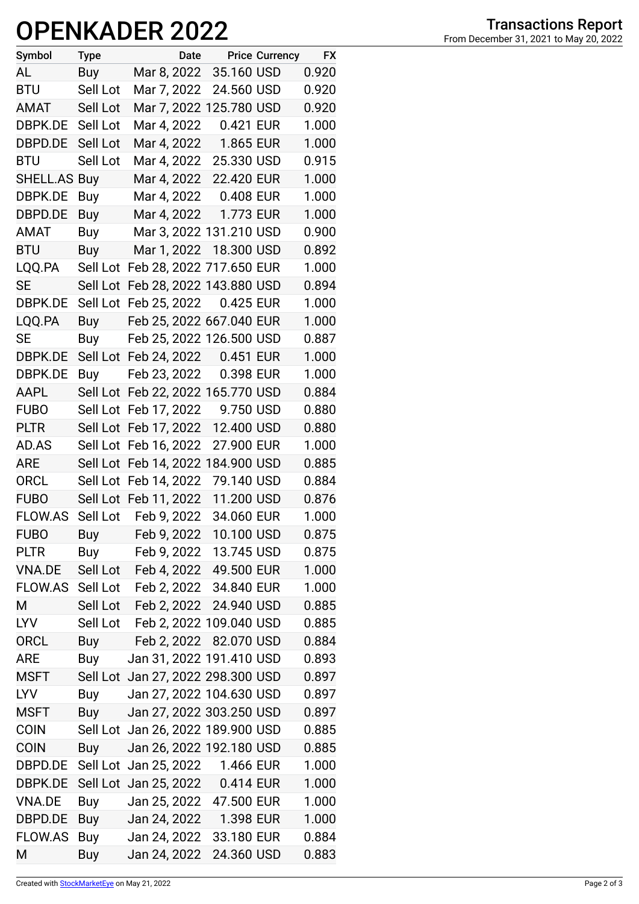# OPENKADER 2022

**Transactions Report**
From December 31, 2021 to May 20, 2022

| Symbol | Type | Date | Price | Currency | FX |
|---|---|---|---|---|---|
| AL | Buy | Mar 8, 2022 | 35.160 | USD | 0.920 |
| BTU | Sell Lot | Mar 7, 2022 | 24.560 | USD | 0.920 |
| AMAT | Sell Lot | Mar 7, 2022 | 125.780 | USD | 0.920 |
| DBPK.DE | Sell Lot | Mar 4, 2022 | 0.421 | EUR | 1.000 |
| DBPD.DE | Sell Lot | Mar 4, 2022 | 1.865 | EUR | 1.000 |
| BTU | Sell Lot | Mar 4, 2022 | 25.330 | USD | 0.915 |
| SHELL.AS | Buy | Mar 4, 2022 | 22.420 | EUR | 1.000 |
| DBPK.DE | Buy | Mar 4, 2022 | 0.408 | EUR | 1.000 |
| DBPD.DE | Buy | Mar 4, 2022 | 1.773 | EUR | 1.000 |
| AMAT | Buy | Mar 3, 2022 | 131.210 | USD | 0.900 |
| BTU | Buy | Mar 1, 2022 | 18.300 | USD | 0.892 |
| LQQ.PA | Sell Lot | Feb 28, 2022 | 717.650 | EUR | 1.000 |
| SE | Sell Lot | Feb 28, 2022 | 143.880 | USD | 0.894 |
| DBPK.DE | Sell Lot | Feb 25, 2022 | 0.425 | EUR | 1.000 |
| LQQ.PA | Buy | Feb 25, 2022 | 667.040 | EUR | 1.000 |
| SE | Buy | Feb 25, 2022 | 126.500 | USD | 0.887 |
| DBPK.DE | Sell Lot | Feb 24, 2022 | 0.451 | EUR | 1.000 |
| DBPK.DE | Buy | Feb 23, 2022 | 0.398 | EUR | 1.000 |
| AAPL | Sell Lot | Feb 22, 2022 | 165.770 | USD | 0.884 |
| FUBO | Sell Lot | Feb 17, 2022 | 9.750 | USD | 0.880 |
| PLTR | Sell Lot | Feb 17, 2022 | 12.400 | USD | 0.880 |
| AD.AS | Sell Lot | Feb 16, 2022 | 27.900 | EUR | 1.000 |
| ARE | Sell Lot | Feb 14, 2022 | 184.900 | USD | 0.885 |
| ORCL | Sell Lot | Feb 14, 2022 | 79.140 | USD | 0.884 |
| FUBO | Sell Lot | Feb 11, 2022 | 11.200 | USD | 0.876 |
| FLOW.AS | Sell Lot | Feb 9, 2022 | 34.060 | EUR | 1.000 |
| FUBO | Buy | Feb 9, 2022 | 10.100 | USD | 0.875 |
| PLTR | Buy | Feb 9, 2022 | 13.745 | USD | 0.875 |
| VNA.DE | Sell Lot | Feb 4, 2022 | 49.500 | EUR | 1.000 |
| FLOW.AS | Sell Lot | Feb 2, 2022 | 34.840 | EUR | 1.000 |
| M | Sell Lot | Feb 2, 2022 | 24.940 | USD | 0.885 |
| LYV | Sell Lot | Feb 2, 2022 | 109.040 | USD | 0.885 |
| ORCL | Buy | Feb 2, 2022 | 82.070 | USD | 0.884 |
| ARE | Buy | Jan 31, 2022 | 191.410 | USD | 0.893 |
| MSFT | Sell Lot | Jan 27, 2022 | 298.300 | USD | 0.897 |
| LYV | Buy | Jan 27, 2022 | 104.630 | USD | 0.897 |
| MSFT | Buy | Jan 27, 2022 | 303.250 | USD | 0.897 |
| COIN | Sell Lot | Jan 26, 2022 | 189.900 | USD | 0.885 |
| COIN | Buy | Jan 26, 2022 | 192.180 | USD | 0.885 |
| DBPD.DE | Sell Lot | Jan 25, 2022 | 1.466 | EUR | 1.000 |
| DBPK.DE | Sell Lot | Jan 25, 2022 | 0.414 | EUR | 1.000 |
| VNA.DE | Buy | Jan 25, 2022 | 47.500 | EUR | 1.000 |
| DBPD.DE | Buy | Jan 24, 2022 | 1.398 | EUR | 1.000 |
| FLOW.AS | Buy | Jan 24, 2022 | 33.180 | EUR | 0.884 |
| M | Buy | Jan 24, 2022 | 24.360 | USD | 0.883 |

Created with StockMarketEye on May 21, 2022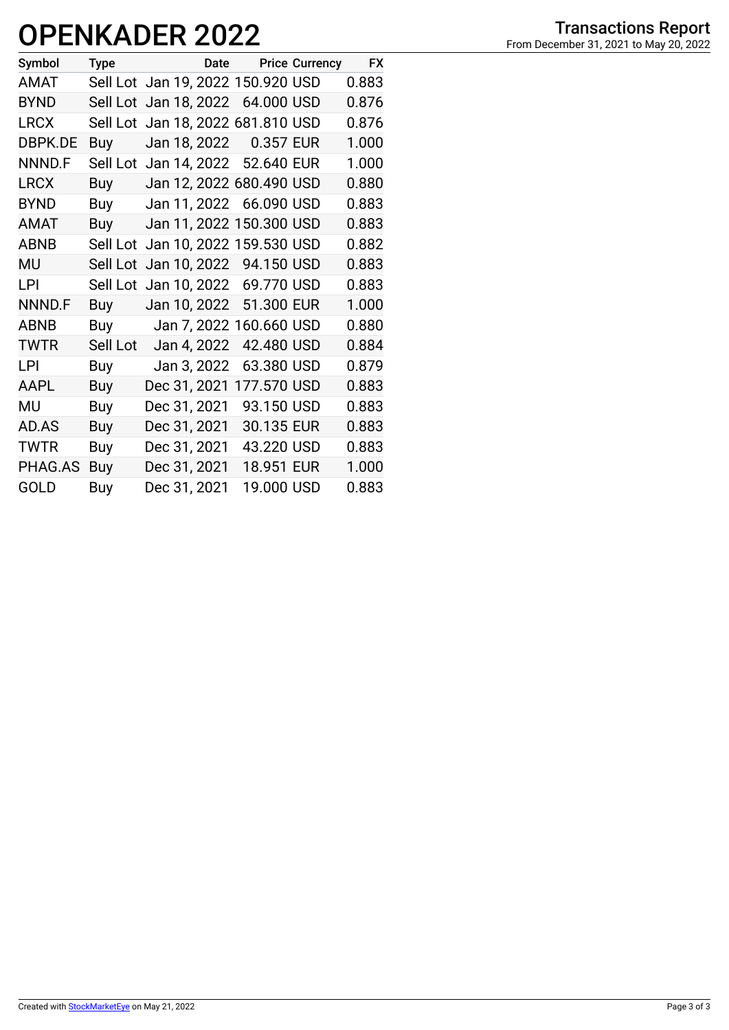# OPENKADER 2022

## Transactions Report

From December 31, 2021 to May 20, 2022

| Symbol | Type | Date | Price | Currency | FX |
|---|---|---|---|---|---|
| AMAT | Sell Lot | Jan 19, 2022 | 150.920 | USD | 0.883 |
| BYND | Sell Lot | Jan 18, 2022 | 64.000 | USD | 0.876 |
| LRCX | Sell Lot | Jan 18, 2022 | 681.810 | USD | 0.876 |
| DBPK.DE | Buy | Jan 18, 2022 | 0.357 | EUR | 1.000 |
| NNND.F | Sell Lot | Jan 14, 2022 | 52.640 | EUR | 1.000 |
| LRCX | Buy | Jan 12, 2022 | 680.490 | USD | 0.880 |
| BYND | Buy | Jan 11, 2022 | 66.090 | USD | 0.883 |
| AMAT | Buy | Jan 11, 2022 | 150.300 | USD | 0.883 |
| ABNB | Sell Lot | Jan 10, 2022 | 159.530 | USD | 0.882 |
| MU | Sell Lot | Jan 10, 2022 | 94.150 | USD | 0.883 |
| LPI | Sell Lot | Jan 10, 2022 | 69.770 | USD | 0.883 |
| NNND.F | Buy | Jan 10, 2022 | 51.300 | EUR | 1.000 |
| ABNB | Buy | Jan 7, 2022 | 160.660 | USD | 0.880 |
| TWTR | Sell Lot | Jan 4, 2022 | 42.480 | USD | 0.884 |
| LPI | Buy | Jan 3, 2022 | 63.380 | USD | 0.879 |
| AAPL | Buy | Dec 31, 2021 | 177.570 | USD | 0.883 |
| MU | Buy | Dec 31, 2021 | 93.150 | USD | 0.883 |
| AD.AS | Buy | Dec 31, 2021 | 30.135 | EUR | 0.883 |
| TWTR | Buy | Dec 31, 2021 | 43.220 | USD | 0.883 |
| PHAG.AS | Buy | Dec 31, 2021 | 18.951 | EUR | 1.000 |
| GOLD | Buy | Dec 31, 2021 | 19.000 | USD | 0.883 |

Created with StockMarketEye on May 21, 2022